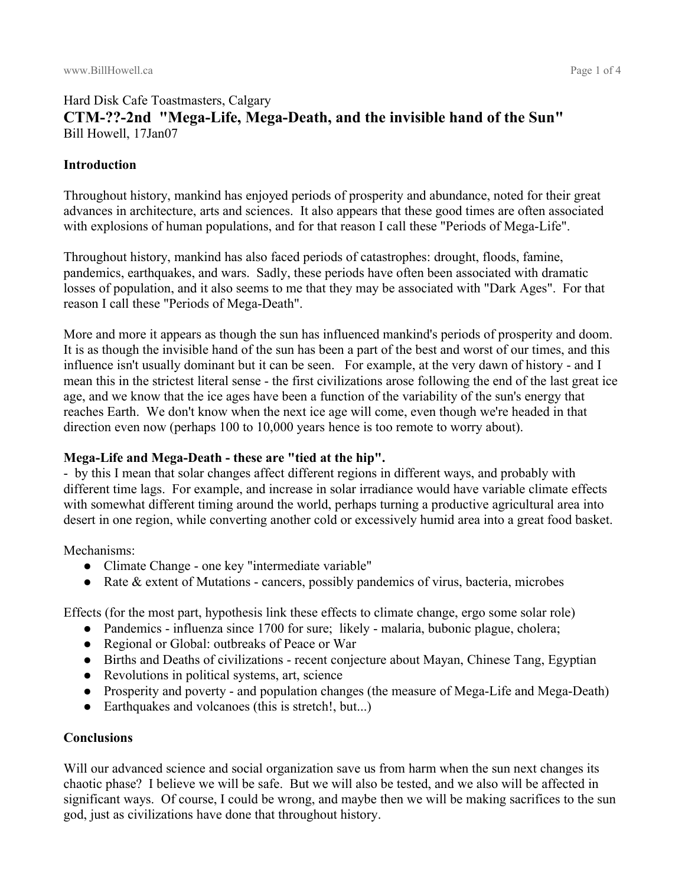Hard Disk Cafe Toastmasters, Calgary

# CTM-??-2nd "Mega-Life, Mega-Death, and the invisible hand of the Sun"

Bill Howell, 17Jan07

## Introduction

Throughout history, mankind has enjoyed periods of prosperity and abundance, noted for their great advances in architecture, arts and sciences. It also appears that these good times are often associated with explosions of human populations, and for that reason I call these "Periods of Mega-Life".

Throughout history, mankind has also faced periods of catastrophes: drought, floods, famine, pandemics, earthquakes, and wars. Sadly, these periods have often been associated with dramatic losses of population, and it also seems to me that they may be associated with "Dark Ages". For that reason I call these "Periods of Mega-Death".

More and more it appears as though the sun has influenced mankind's periods of prosperity and doom. It is as though the invisible hand of the sun has been a part of the best and worst of our times, and this influence isn't usually dominant but it can be seen. For example, at the very dawn of history - and I mean this in the strictest literal sense - the first civilizations arose following the end of the last great ice age, and we know that the ice ages have been a function of the variability of the sun's energy that reaches Earth. We don't know when the next ice age will come, even though we're headed in that direction even now (perhaps 100 to 10,000 years hence is too remote to worry about).

**Mega-Life and Mega-Death - these are "tied at the hip".**

- by this I mean that solar changes affect different regions in different ways, and probably with different time lags. For example, and increase in solar irradiance would have variable climate effects with somewhat different timing around the world, perhaps turning a productive agricultural area into desert in one region, while converting another cold or excessively humid area into a great food basket.

Mechanisms:

- Climate Change - one key "intermediate variable"
- Rate & extent of Mutations - cancers, possibly pandemics of virus, bacteria, microbes

Effects (for the most part, hypothesis link these effects to climate change, ergo some solar role)

- Pandemics - influenza since 1700 for sure; likely - malaria, bubonic plague, cholera;
- Regional or Global: outbreaks of Peace or War
- Births and Deaths of civilizations - recent conjecture about Mayan, Chinese Tang, Egyptian
- Revolutions in political systems, art, science
- Prosperity and poverty - and population changes (the measure of Mega-Life and Mega-Death)
- Earthquakes and volcanoes (this is stretch!, but...)

## Conclusions

Will our advanced science and social organization save us from harm when the sun next changes its chaotic phase? I believe we will be safe. But we will also be tested, and we also will be affected in significant ways. Of course, I could be wrong, and maybe then we will be making sacrifices to the sun god, just as civilizations have done that throughout history.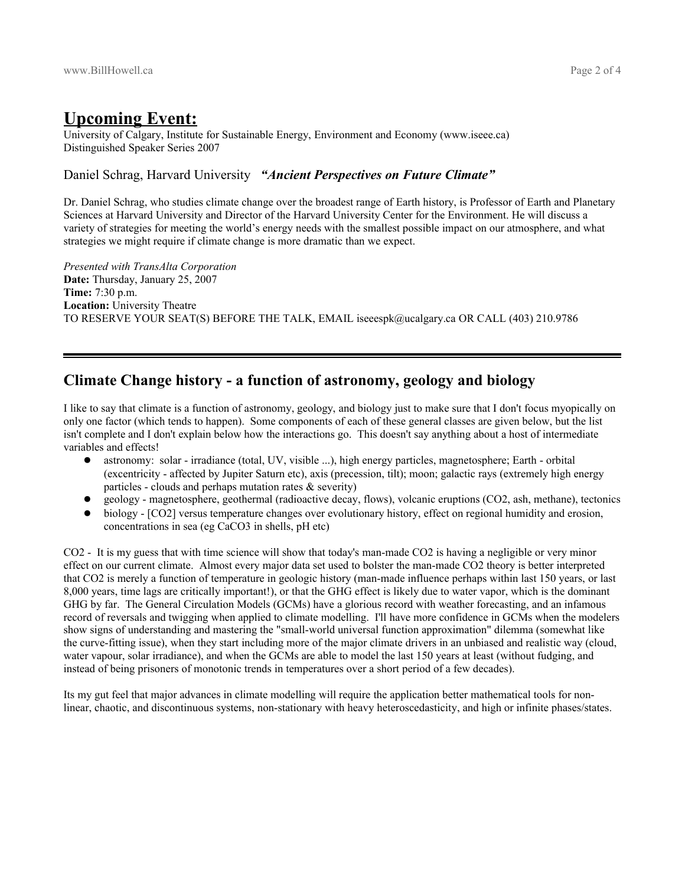## Upcoming Event:

University of Calgary, Institute for Sustainable Energy, Environment and Economy (www.iseee.ca)
Distinguished Speaker Series 2007

### Daniel Schrag, Harvard University ***"Ancient Perspectives on Future Climate"***

Dr. Daniel Schrag, who studies climate change over the broadest range of Earth history, is Professor of Earth and Planetary Sciences at Harvard University and Director of the Harvard University Center for the Environment. He will discuss a variety of strategies for meeting the world's energy needs with the smallest possible impact on our atmosphere, and what strategies we might require if climate change is more dramatic than we expect.

*Presented with TransAlta Corporation*
**Date:** Thursday, January 25, 2007
**Time:** 7:30 p.m.
**Location:** University Theatre
TO RESERVE YOUR SEAT(S) BEFORE THE TALK, EMAIL iseeespk@ucalgary.ca OR CALL (403) 210.9786

---

## Climate Change history - a function of astronomy, geology and biology

I like to say that climate is a function of astronomy, geology, and biology just to make sure that I don't focus myopically on only one factor (which tends to happen). Some components of each of these general classes are given below, but the list isn't complete and I don't explain below how the interactions go. This doesn't say anything about a host of intermediate variables and effects!

- astronomy: solar - irradiance (total, UV, visible ...), high energy particles, magnetosphere; Earth - orbital (excentricity - affected by Jupiter Saturn etc), axis (precession, tilt); moon; galactic rays (extremely high energy particles - clouds and perhaps mutation rates & severity)
- geology - magnetosphere, geothermal (radioactive decay, flows), volcanic eruptions ($CO_2$, ash, methane), tectonics
- biology - [$CO_2$] versus temperature changes over evolutionary history, effect on regional humidity and erosion, concentrations in sea (eg $CaCO_3$ in shells, pH etc)

$CO_2$ - It is my guess that with time science will show that today's man-made $CO_2$ is having a negligible or very minor effect on our current climate. Almost every major data set used to bolster the man-made $CO_2$ theory is better interpreted that $CO_2$ is merely a function of temperature in geologic history (man-made influence perhaps within last 150 years, or last 8,000 years, time lags are critically important!), or that the GHG effect is likely due to water vapor, which is the dominant GHG by far. The General Circulation Models (GCMs) have a glorious record with weather forecasting, and an infamous record of reversals and twigging when applied to climate modelling. I'll have more confidence in GCMs when the modelers show signs of understanding and mastering the "small-world universal function approximation" dilemma (somewhat like the curve-fitting issue), when they start including more of the major climate drivers in an unbiased and realistic way (cloud, water vapour, solar irradiance), and when the GCMs are able to model the last 150 years at least (without fudging, and instead of being prisoners of monotonic trends in temperatures over a short period of a few decades).

Its my gut feel that major advances in climate modelling will require the application better mathematical tools for non-linear, chaotic, and discontinuous systems, non-stationary with heavy heteroscedasticity, and high or infinite phases/states.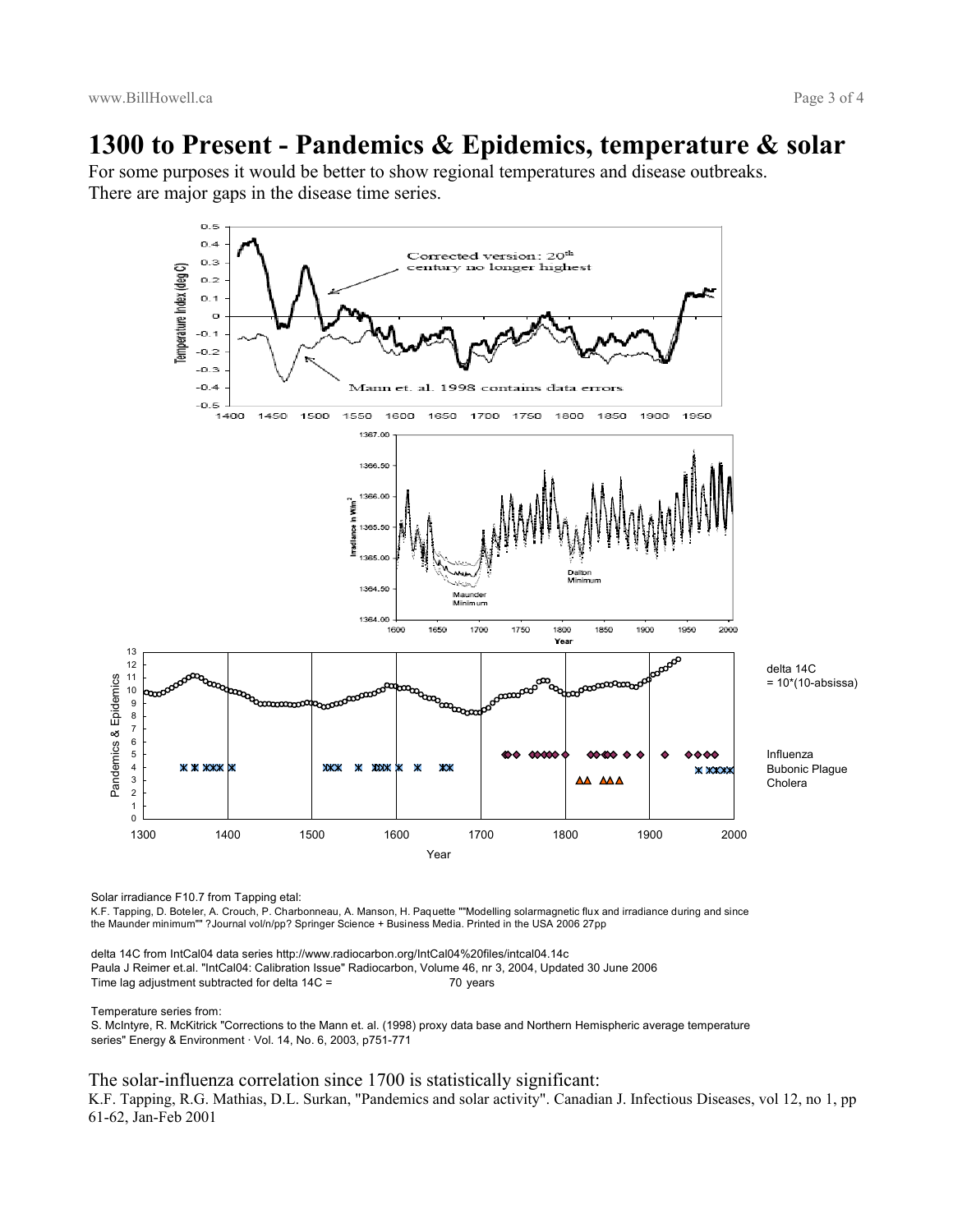# 1300 to Present - Pandemics & Epidemics, temperature & solar

For some purposes it would be better to show regional temperatures and disease outbreaks.
There are major gaps in the disease time series.

Solar irradiance F10.7 from Tapping etal:
K.F. Tapping, D. Boteler, A. Crouch, P. Charbonneau, A. Manson, H. Paquette ""Modelling solarmagnetic flux and irradiance during and since the Maunder minimum"" ?Journal vol/n/pp? Springer Science + Business Media. Printed in the USA 2006 27pp

delta 14C from IntCal04 data series http://www.radiocarbon.org/IntCal04%20files/intcal04.14c
Paula J Reimer et.al. "IntCal04: Calibration Issue" Radiocarbon, Volume 46, nr 3, 2004, Updated 30 June 2006
Time lag adjustment subtracted for delta 14C = 70 years

Temperature series from:
S. McIntyre, R. McKitrick "Corrections to the Mann et. al. (1998) proxy data base and Northern Hemispheric average temperature series" Energy & Environment · Vol. 14, No. 6, 2003, p751-771

The solar-influenza correlation since 1700 is statistically significant:
K.F. Tapping, R.G. Mathias, D.L. Surkan, "Pandemics and solar activity". Canadian J. Infectious Diseases, vol 12, no 1, pp 61-62, Jan-Feb 2001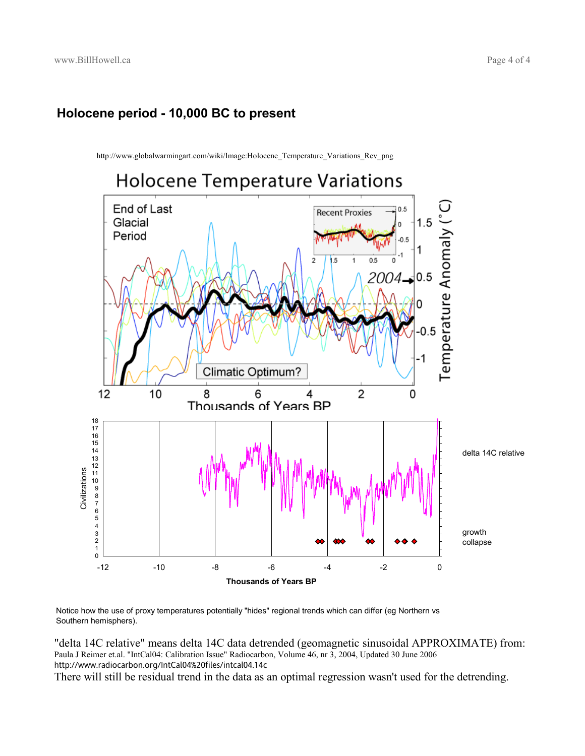## Holocene period - 10,000 BC to present

http://www.globalwarmingart.com/wiki/Image:Holocene_Temperature_Variations_Rev_png

Holocene Temperature Variations

End of Last Glacial Period

Recent Proxies

0.5
0
-0.5
-1
2
1.5
1
0.5
0

2004→

Climatic Optimum?

1.5
1
0.5
0
-0.5
-1

Temperature Anomaly (°C)

12
10
8
6
4
2
0

Thousands of Years BP

Civilizations

18
17
16
15
14
13
12
11
10
9
8
7
6
5
4
3
2
1
0

-12
-10
-8
-6
-4
-2
0

Thousands of Years BP

delta 14C relative

growth
collapse

Notice how the use of proxy temperatures potentially "hides" regional trends which can differ (eg Northern vs Southern hemispheres).

"delta 14C relative" means delta 14C data detrended (geomagnetic sinusoidal APPROXIMATE) from:
Paula J Reimer et.al. "IntCal04: Calibration Issue" Radiocarbon, Volume 46, nr 3, 2004, Updated 30 June 2006
http://www.radiocarbon.org/IntCal04%20files/intcal04.14c
There will still be residual trend in the data as an optimal regression wasn't used for the detrending.